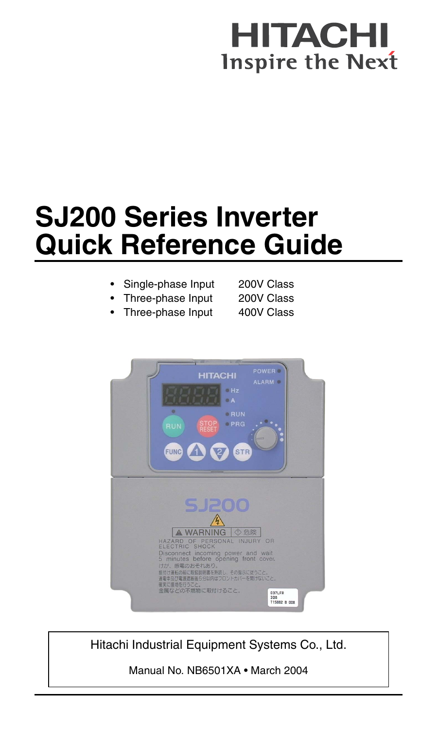HITACHI

Inspire the Next

# SJ200 Series Inverter Quick Reference Guide

- Single-phase Input 200V Class
- Three-phase Input 200V Class
- Three-phase Input 400V Class

Hitachi Industrial Equipment Systems Co., Ltd.

Manual No. NB6501XA • March 2004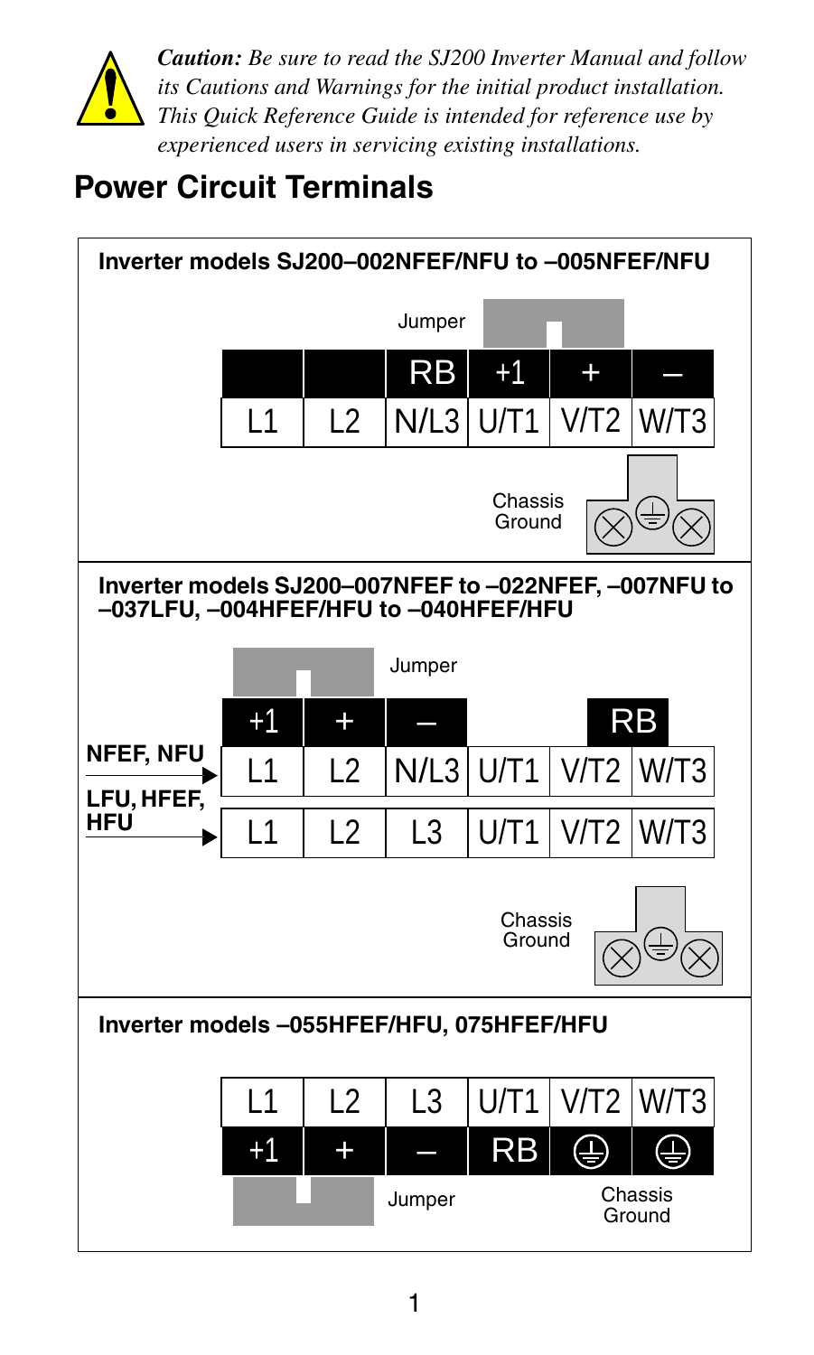*Caution: Be sure to read the SJ200 Inverter Manual and follow its Cautions and Warnings for the initial product installation. This Quick Reference Guide is intended for reference use by experienced users in servicing existing installations.*

## Power Circuit Terminals

**Inverter models SJ200–002NFEF/NFU to –005NFEF/NFU**

Jumper

| | | RB | +1 | + | – |
|---|---|---|---|---|---|
| L1 | L2 | N/L3 | U/T1 | V/T2 | W/T3 |

Chassis Ground

**Inverter models SJ200–007NFEF to –022NFEF, –007NFU to –037LFU, –004HFEF/HFU to –040HFEF/HFU**

Jumper

| | +1 | + | – | | | RB |
|---|---|---|---|---|---|---|
| NFEF, NFU | L1 | L2 | N/L3 | U/T1 | V/T2 | W/T3 |
| LFU, HFEF, HFU | L1 | L2 | L3 | U/T1 | V/T2 | W/T3 |

Chassis Ground

**Inverter models –055HFEF/HFU, 075HFEF/HFU**

| L1 | L2 | L3 | U/T1 | V/T2 | W/T3 |
|---|---|---|---|---|---|
| +1 | + | – | RB | ⏚ | ⏚ |

Jumper

Chassis Ground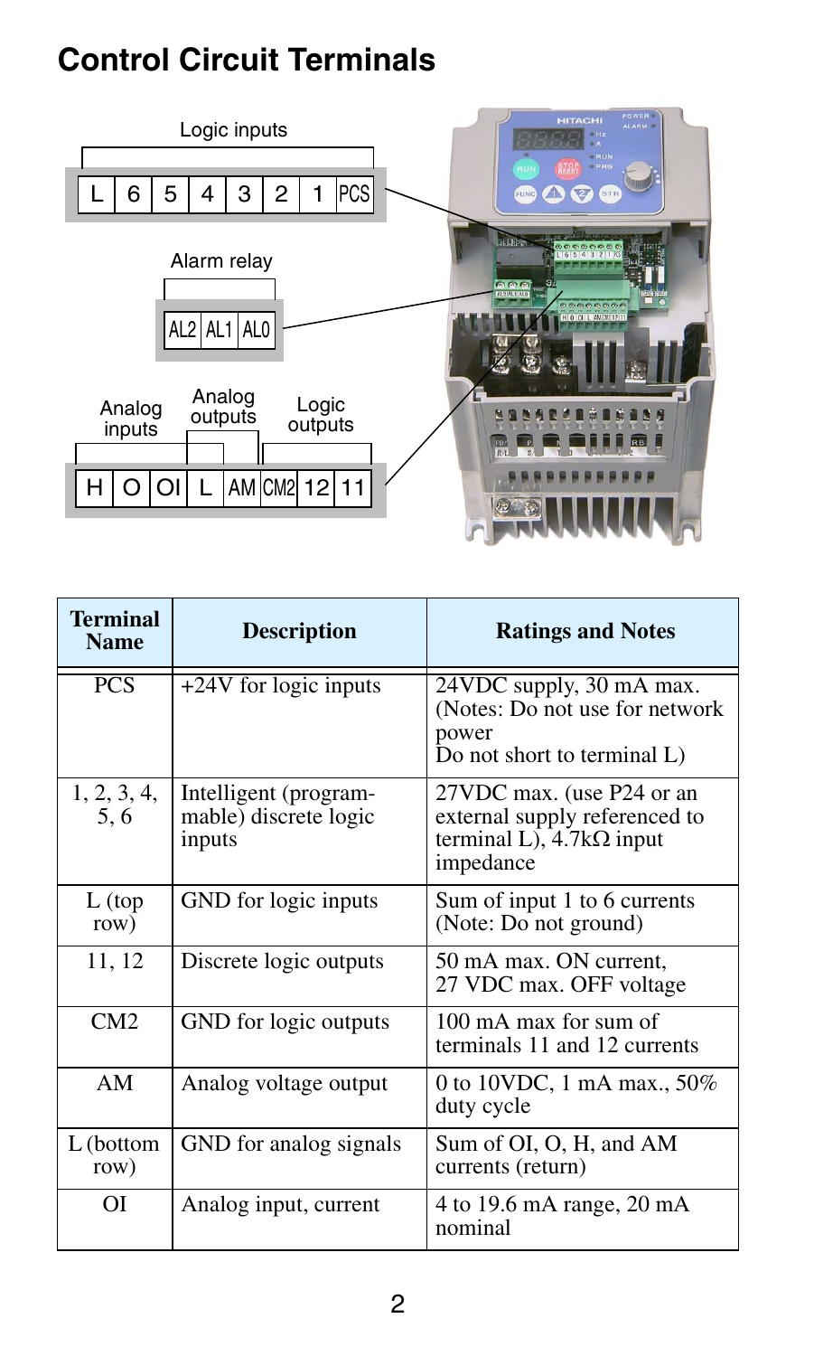## Control Circuit Terminals

| Terminal Name | Description | Ratings and Notes |
|---|---|---|
| PCS | +24V for logic inputs | 24VDC supply, 30 mA max. (Notes: Do not use for network power Do not short to terminal L) |
| 1, 2, 3, 4, 5, 6 | Intelligent (programmable) discrete logic inputs | 27VDC max. (use P24 or an external supply referenced to terminal L), 4.7kΩ input impedance |
| L (top row) | GND for logic inputs | Sum of input 1 to 6 currents (Note: Do not ground) |
| 11, 12 | Discrete logic outputs | 50 mA max. ON current, 27 VDC max. OFF voltage |
| CM2 | GND for logic outputs | 100 mA max for sum of terminals 11 and 12 currents |
| AM | Analog voltage output | 0 to 10VDC, 1 mA max., 50% duty cycle |
| L (bottom row) | GND for analog signals | Sum of OI, O, H, and AM currents (return) |
| OI | Analog input, current | 4 to 19.6 mA range, 20 mA nominal |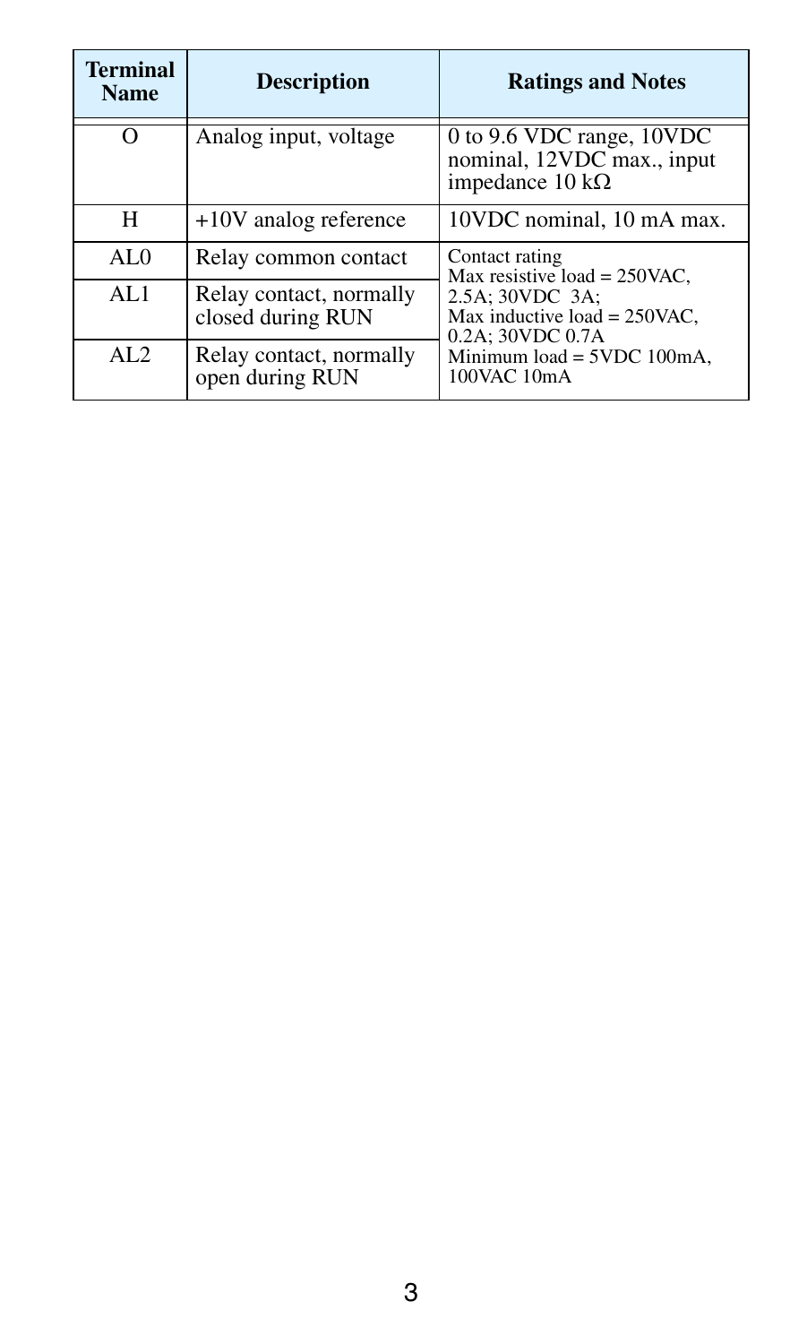| Terminal Name | Description | Ratings and Notes |
|---|---|---|
| O | Analog input, voltage | 0 to 9.6 VDC range, 10VDC nominal, 12VDC max., input impedance 10 kΩ |
| H | +10V analog reference | 10VDC nominal, 10 mA max. |
| AL0 | Relay common contact | Contact rating<br>Max resistive load = 250VAC, 2.5A; 30VDC 3A;<br>Max inductive load = 250VAC, 0.2A; 30VDC 0.7A<br>Minimum load = 5VDC 100mA, 100VAC 10mA |
| AL1 | Relay contact, normally closed during RUN | |
| AL2 | Relay contact, normally open during RUN | |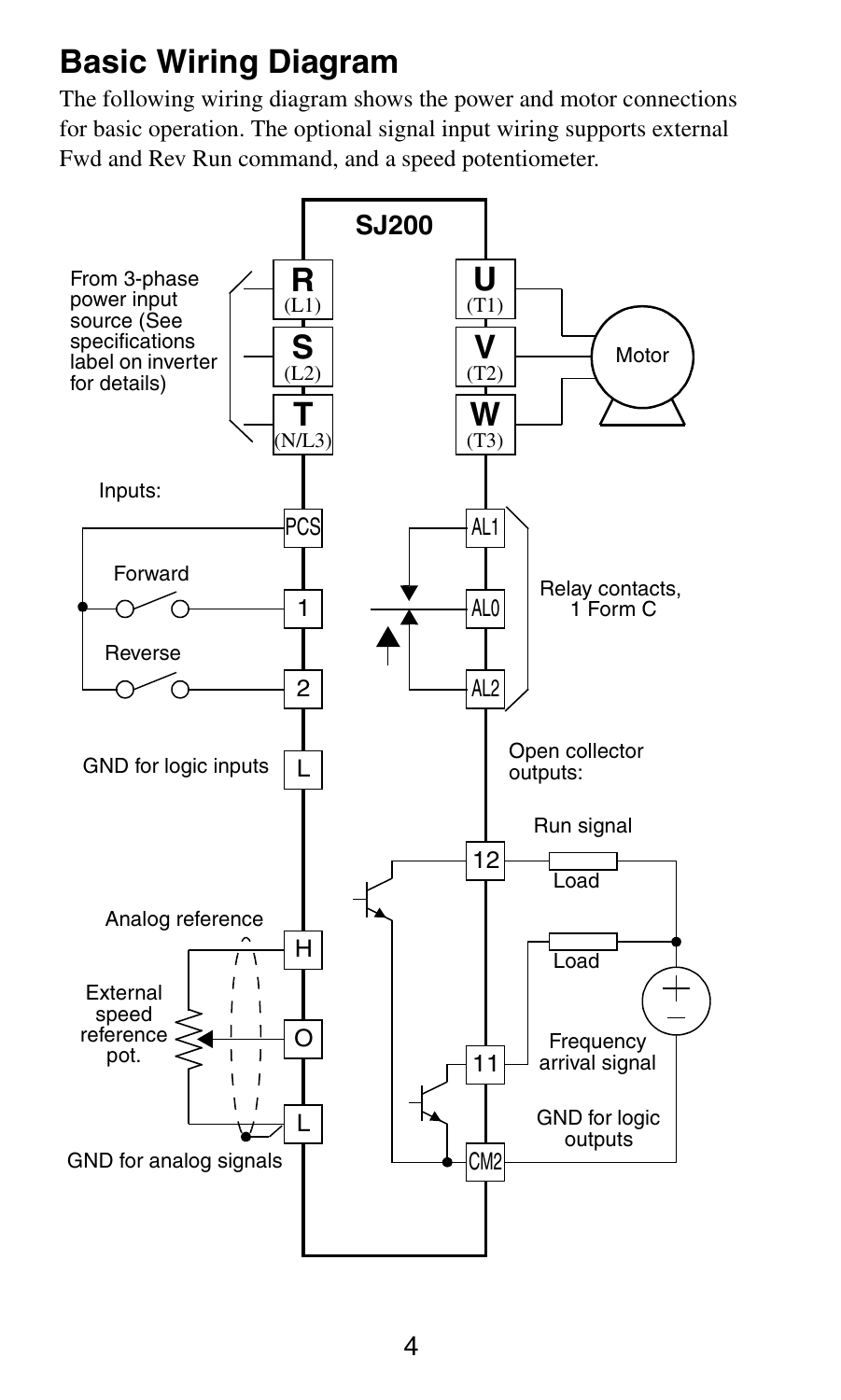## Basic Wiring Diagram

The following wiring diagram shows the power and motor connections for basic operation. The optional signal input wiring supports external Fwd and Rev Run command, and a speed potentiometer.

SJ200

From 3-phase power input source (See specifications label on inverter for details)

R (L1)
S (L2)
T (N/L3)

U (T1)
V (T2)
W (T3)

Motor

Inputs:

PCS

Forward — 1

Reverse — 2

GND for logic inputs — L

AL1
AL0
AL2

Relay contacts, 1 Form C

Open collector outputs:

Run signal — 12 — Load

Frequency arrival signal — 11 — Load

GND for logic outputs — CM2

Analog reference — H

External speed reference pot. — O

GND for analog signals — L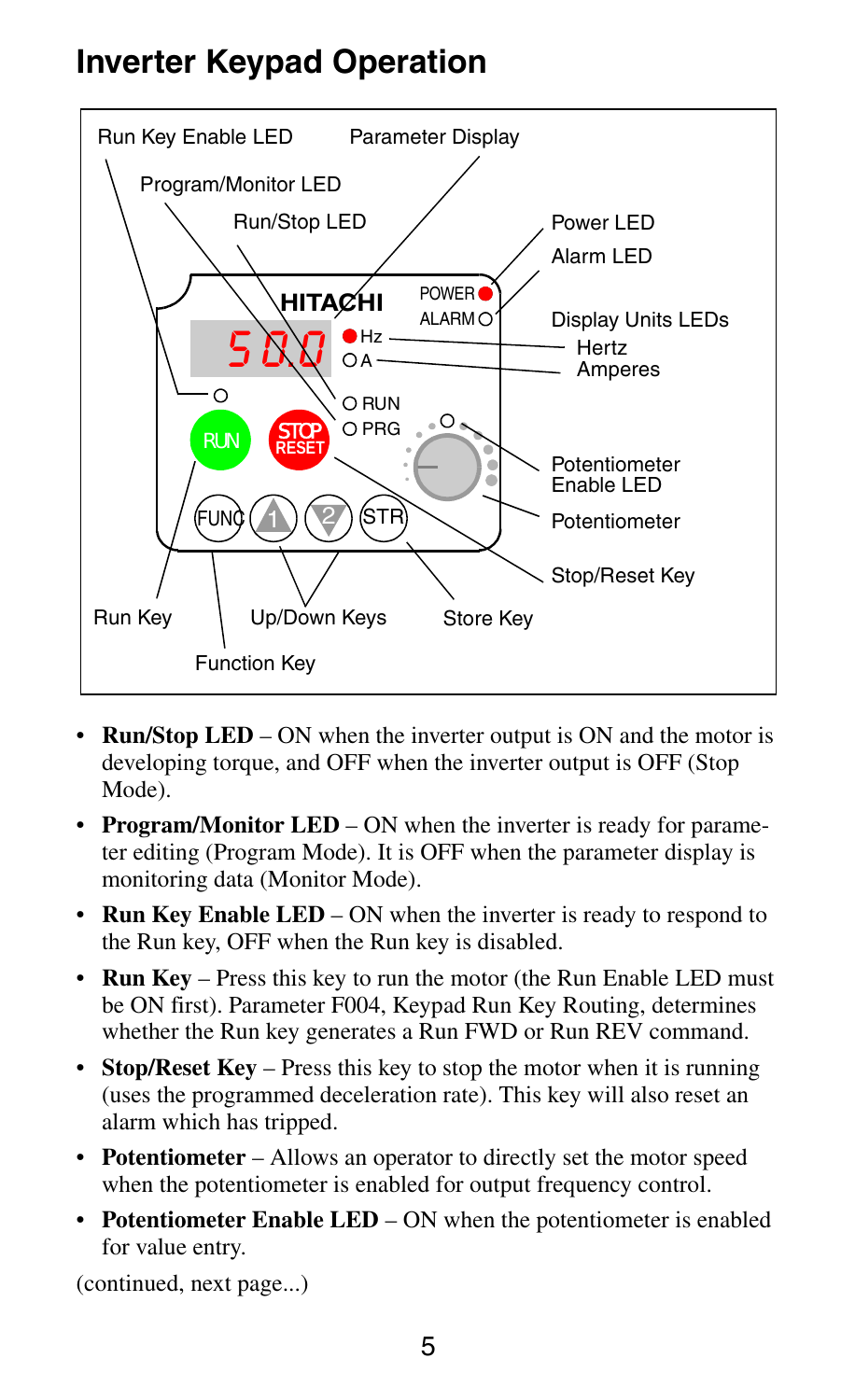# Inverter Keypad Operation

Run Key Enable LED

Parameter Display

Program/Monitor LED

Run/Stop LED

Power LED

Alarm LED

Display Units LEDs

Hertz

Amperes

Potentiometer Enable LED

Potentiometer

Stop/Reset Key

Run Key

Up/Down Keys

Store Key

Function Key

- **Run/Stop LED** – ON when the inverter output is ON and the motor is developing torque, and OFF when the inverter output is OFF (Stop Mode).
- **Program/Monitor LED** – ON when the inverter is ready for parameter editing (Program Mode). It is OFF when the parameter display is monitoring data (Monitor Mode).
- **Run Key Enable LED** – ON when the inverter is ready to respond to the Run key, OFF when the Run key is disabled.
- **Run Key** – Press this key to run the motor (the Run Enable LED must be ON first). Parameter F004, Keypad Run Key Routing, determines whether the Run key generates a Run FWD or Run REV command.
- **Stop/Reset Key** – Press this key to stop the motor when it is running (uses the programmed deceleration rate). This key will also reset an alarm which has tripped.
- **Potentiometer** – Allows an operator to directly set the motor speed when the potentiometer is enabled for output frequency control.
- **Potentiometer Enable LED** – ON when the potentiometer is enabled for value entry.

(continued, next page...)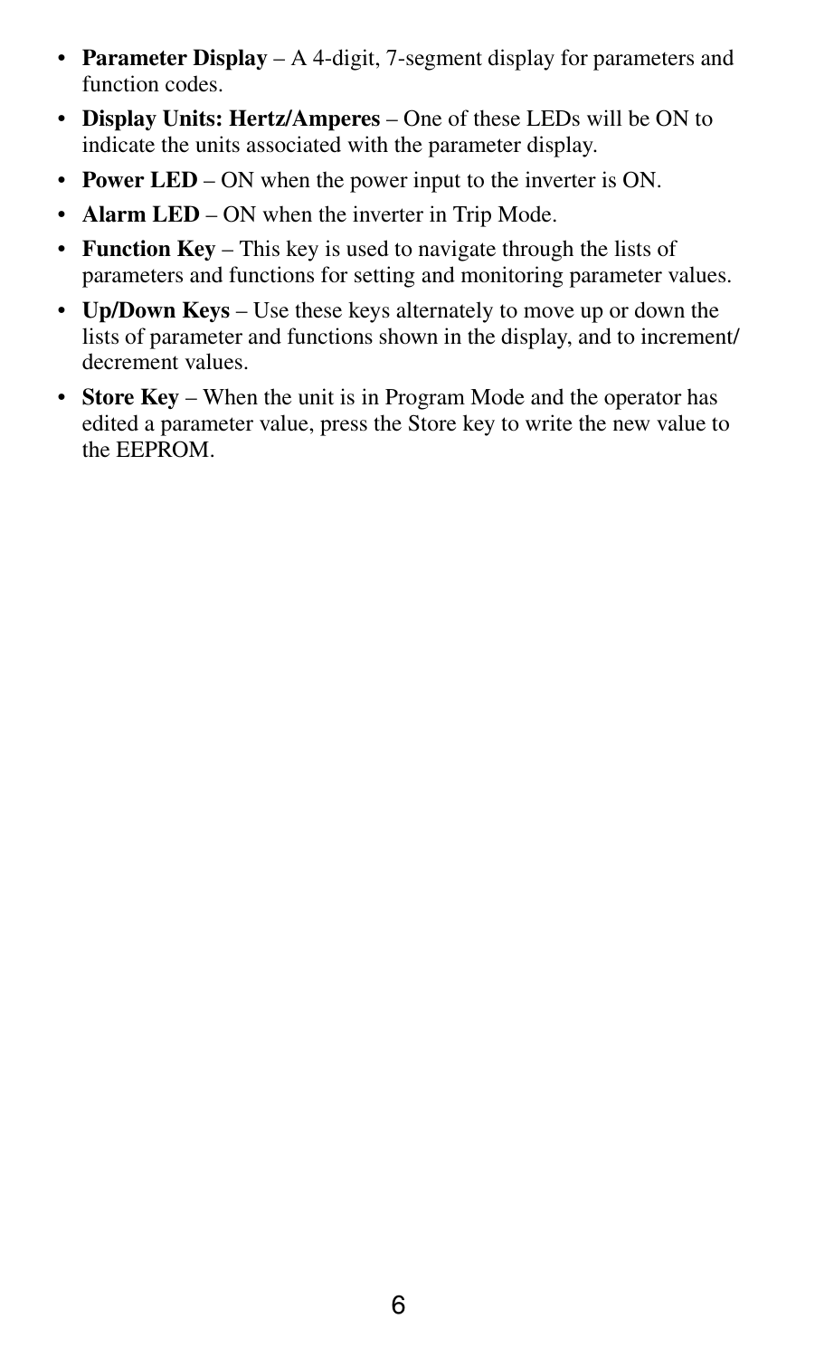- **Parameter Display** – A 4-digit, 7-segment display for parameters and function codes.
- **Display Units: Hertz/Amperes** – One of these LEDs will be ON to indicate the units associated with the parameter display.
- **Power LED** – ON when the power input to the inverter is ON.
- **Alarm LED** – ON when the inverter in Trip Mode.
- **Function Key** – This key is used to navigate through the lists of parameters and functions for setting and monitoring parameter values.
- **Up/Down Keys** – Use these keys alternately to move up or down the lists of parameter and functions shown in the display, and to increment/ decrement values.
- **Store Key** – When the unit is in Program Mode and the operator has edited a parameter value, press the Store key to write the new value to the EEPROM.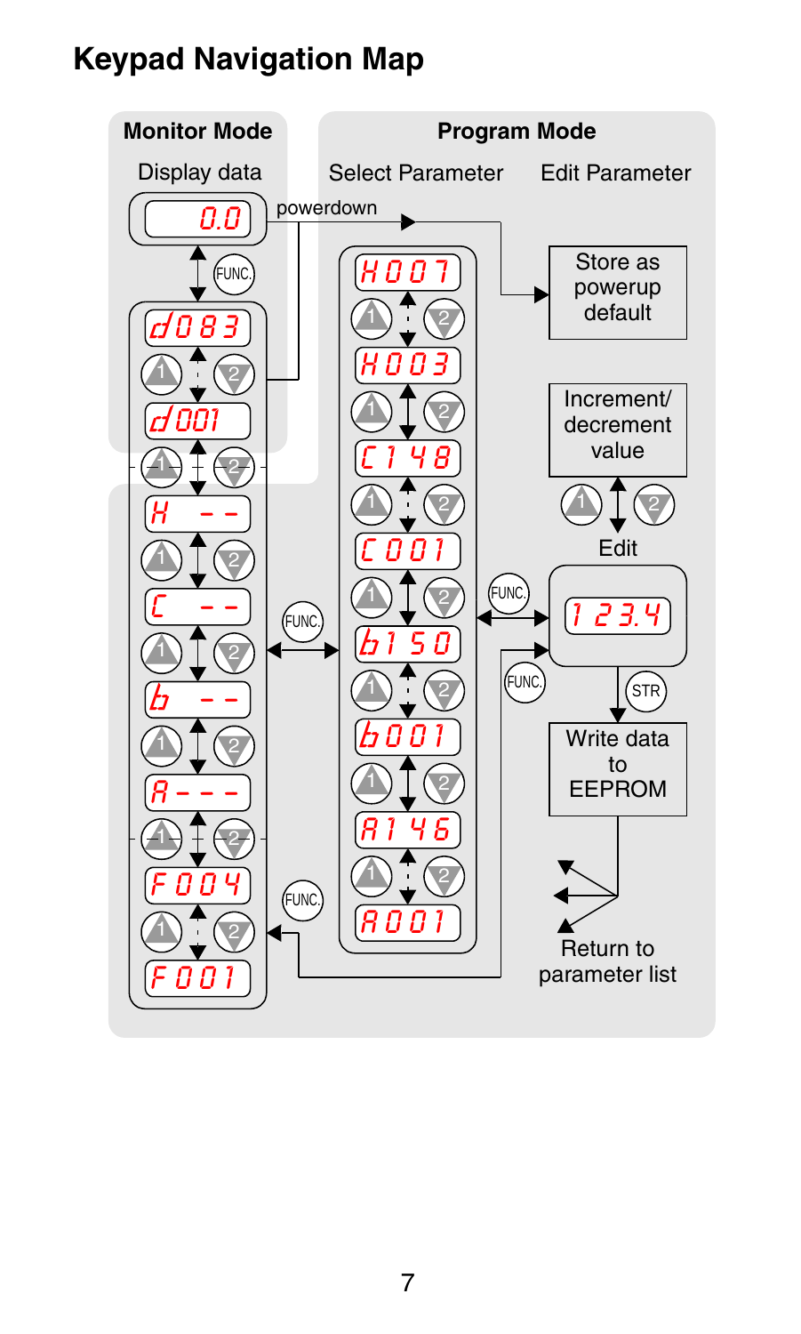## Keypad Navigation Map

**Monitor Mode**

Display data

0.0

FUNC.

d083

1 2

d001

1 2

H ---

1 2

C ---

1 2

b ---

1 2

A---

1 2

F004

1 2

F001

powerdown

**Program Mode**

Select Parameter

H007

1 2

H003

1 2

C148

1 2

C001

1 2

b150

1 2

b001

1 2

A146

1 2

A001

FUNC.

FUNC.

Edit Parameter

Store as powerup default

Increment/ decrement value

1 2

Edit

FUNC.

123.4

FUNC.

STR

Write data to EEPROM

Return to parameter list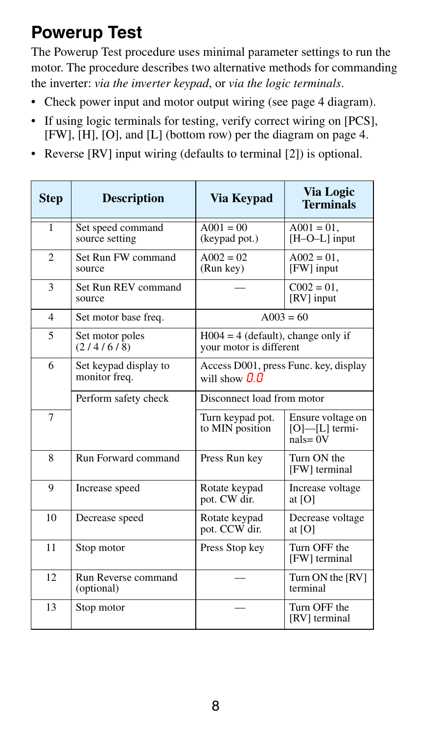## Powerup Test

The Powerup Test procedure uses minimal parameter settings to run the motor. The procedure describes two alternative methods for commanding the inverter: *via the inverter keypad*, or *via the logic terminals*.

- Check power input and motor output wiring (see page 4 diagram).
- If using logic terminals for testing, verify correct wiring on [PCS], [FW], [H], [O], and [L] (bottom row) per the diagram on page 4.
- Reverse [RV] input wiring (defaults to terminal [2]) is optional.

| Step | Description | Via Keypad | Via Logic Terminals |
|---|---|---|---|
| 1 | Set speed command source setting | A001 = 00 (keypad pot.) | A001 = 01, [H–O–L] input |
| 2 | Set Run FW command source | A002 = 02 (Run key) | A002 = 01, [FW] input |
| 3 | Set Run REV command source | — | C002 = 01, [RV] input |
| 4 | Set motor base freq. | A003 = 60 | |
| 5 | Set motor poles (2 / 4 / 6 / 8) | H004 = 4 (default), change only if your motor is different | |
| 6 | Set keypad display to monitor freq. | Access D001, press Func. key, display will show 0.0 | |
| 7 | Perform safety check | Disconnect load from motor | |
| | | Turn keypad pot. to MIN position | Ensure voltage on [O]—[L] terminals= 0V |
| 8 | Run Forward command | Press Run key | Turn ON the [FW] terminal |
| 9 | Increase speed | Rotate keypad pot. CW dir. | Increase voltage at [O] |
| 10 | Decrease speed | Rotate keypad pot. CCW dir. | Decrease voltage at [O] |
| 11 | Stop motor | Press Stop key | Turn OFF the [FW] terminal |
| 12 | Run Reverse command (optional) | — | Turn ON the [RV] terminal |
| 13 | Stop motor | — | Turn OFF the [RV] terminal |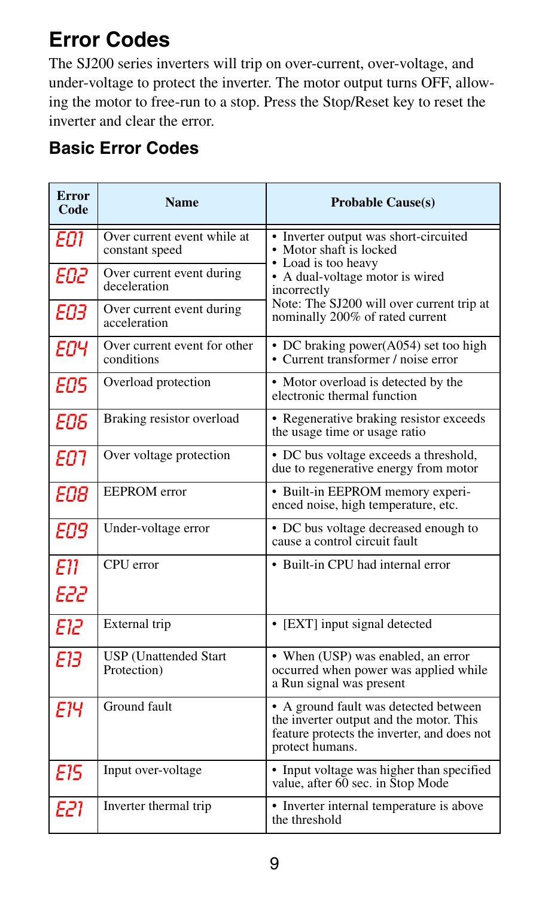# Error Codes

The SJ200 series inverters will trip on over-current, over-voltage, and under-voltage to protect the inverter. The motor output turns OFF, allowing the motor to free-run to a stop. Press the Stop/Reset key to reset the inverter and clear the error.

## Basic Error Codes

| Error Code | Name | Probable Cause(s) |
|---|---|---|
| E01 | Over current event while at constant speed | • Inverter output was short-circuited<br>• Motor shaft is locked<br>• Load is too heavy<br>• A dual-voltage motor is wired incorrectly<br>Note: The SJ200 will over current trip at nominally 200% of rated current |
| E02 | Over current event during deceleration | |
| E03 | Over current event during acceleration | |
| E04 | Over current event for other conditions | • DC braking power(A054) set too high<br>• Current transformer / noise error |
| E05 | Overload protection | • Motor overload is detected by the electronic thermal function |
| E06 | Braking resistor overload | • Regenerative braking resistor exceeds the usage time or usage ratio |
| E07 | Over voltage protection | • DC bus voltage exceeds a threshold, due to regenerative energy from motor |
| E08 | EEPROM error | • Built-in EEPROM memory experienced noise, high temperature, etc. |
| E09 | Under-voltage error | • DC bus voltage decreased enough to cause a control circuit fault |
| E11<br>E22 | CPU error | • Built-in CPU had internal error |
| E12 | External trip | • [EXT] input signal detected |
| E13 | USP (Unattended Start Protection) | • When (USP) was enabled, an error occurred when power was applied while a Run signal was present |
| E14 | Ground fault | • A ground fault was detected between the inverter output and the motor. This feature protects the inverter, and does not protect humans. |
| E15 | Input over-voltage | • Input voltage was higher than specified value, after 60 sec. in Stop Mode |
| E21 | Inverter thermal trip | • Inverter internal temperature is above the threshold |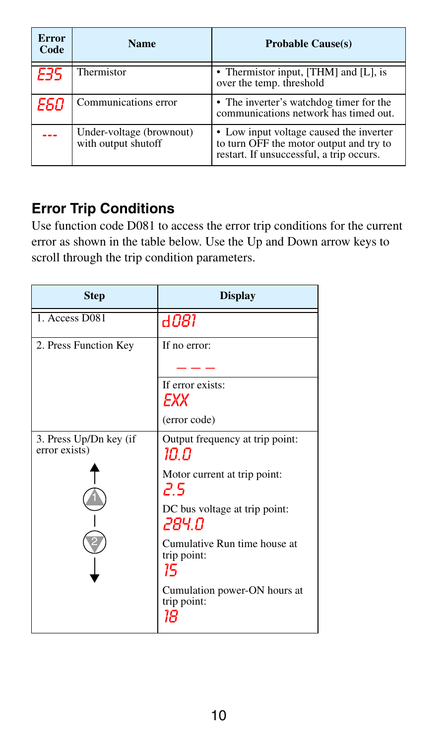| Error Code | Name | Probable Cause(s) |
|---|---|---|
| E35 | Thermistor | • Thermistor input, [THM] and [L], is over the temp. threshold |
| E60 | Communications error | • The inverter's watchdog timer for the communications network has timed out. |
| --- | Under-voltage (brownout) with output shutoff | • Low input voltage caused the inverter to turn OFF the motor output and try to restart. If unsuccessful, a trip occurs. |

## Error Trip Conditions

Use function code D081 to access the error trip conditions for the current error as shown in the table below. Use the Up and Down arrow keys to scroll through the trip condition parameters.

| Step | Display |
|---|---|
| 1. Access D081 | d081 |
| 2. Press Function Key | If no error:<br>– – – |
| | If error exists:<br>EXX<br>(error code) |
| 3. Press Up/Dn key (if error exists)<br>1 (Up) / 2 (Down) | Output frequency at trip point:<br>10.0<br>Motor current at trip point:<br>2.5<br>DC bus voltage at trip point:<br>284.0<br>Cumulative Run time house at trip point:<br>15<br>Cumulation power-ON hours at trip point:<br>18 |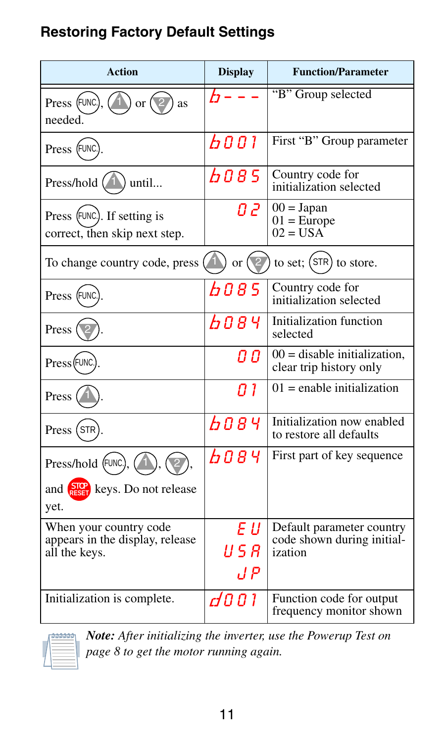## Restoring Factory Default Settings

| Action | Display | Function/Parameter |
|---|---|---|
| Press (FUNC), (1) or (2) as needed. | b - - - | "B" Group selected |
| Press (FUNC). | b 0 0 1 | First "B" Group parameter |
| Press/hold (1) until... | b 0 8 5 | Country code for initialization selected |
| Press (FUNC). If setting is correct, then skip next step. | 0 2 | 00 = Japan<br>01 = Europe<br>02 = USA |
| To change country code, press (1) or (2) to set; (STR) to store. | | |
| Press (FUNC). | b 0 8 5 | Country code for initialization selected |
| Press (2). | b 0 8 4 | Initialization function selected |
| Press (FUNC). | 0 0 | 00 = disable initialization, clear trip history only |
| Press (1). | 0 1 | 01 = enable initialization |
| Press (STR). | b 0 8 4 | Initialization now enabled to restore all defaults |
| Press/hold (FUNC), (1), (2), and (STOP/RESET) keys. Do not release yet. | b 0 8 4 | First part of key sequence |
| When your country code appears in the display, release all the keys. | E U<br>U S A<br>J P | Default parameter country code shown during initialization |
| Initialization is complete. | d 0 0 1 | Function code for output frequency monitor shown |

***Note:*** *After initializing the inverter, use the Powerup Test on page 8 to get the motor running again.*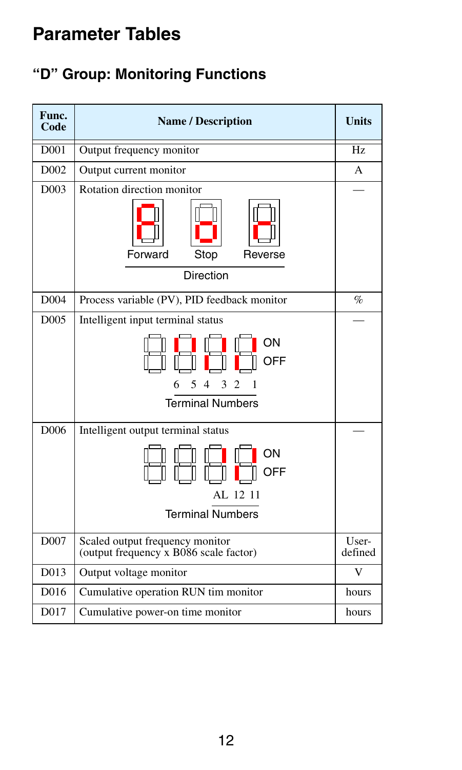# Parameter Tables

## "D" Group: Monitoring Functions

| Func. Code | Name / Description | Units |
|---|---|---|
| D001 | Output frequency monitor | Hz |
| D002 | Output current monitor | A |
| D003 | Rotation direction monitor<br>Forward / Stop / Reverse<br>Direction | — |
| D004 | Process variable (PV), PID feedback monitor | % |
| D005 | Intelligent input terminal status<br>ON / OFF<br>6 5 4 3 2 1<br>Terminal Numbers | — |
| D006 | Intelligent output terminal status<br>ON / OFF<br>AL 12 11<br>Terminal Numbers | — |
| D007 | Scaled output frequency monitor<br>(output frequency x B086 scale factor) | User-defined |
| D013 | Output voltage monitor | V |
| D016 | Cumulative operation RUN tim monitor | hours |
| D017 | Cumulative power-on time monitor | hours |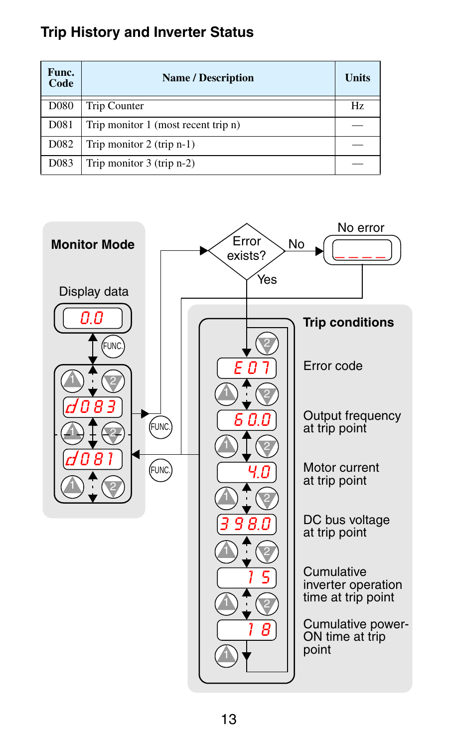## Trip History and Inverter Status

| Func. Code | Name / Description | Units |
|---|---|---|
| D080 | Trip Counter | Hz |
| D081 | Trip monitor 1 (most recent trip n) | — |
| D082 | Trip monitor 2 (trip n-1) | — |
| D083 | Trip monitor 3 (trip n-2) | — |

**Monitor Mode**

Display data

0.0

FUNC.

d083

FUNC.

d081

FUNC.

Error exists?

No

No error

_ _ _ _

Yes

**Trip conditions**

E07 — Error code

60.0 — Output frequency at trip point

4.0 — Motor current at trip point

398.0 — DC bus voltage at trip point

15 — Cumulative inverter operation time at trip point

18 — Cumulative power-ON time at trip point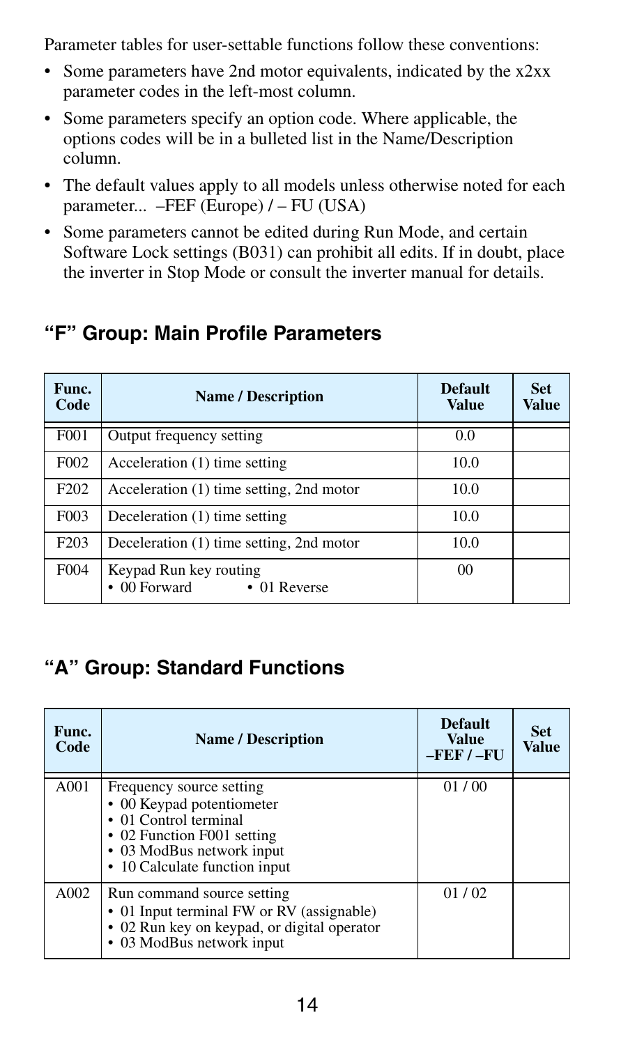Parameter tables for user-settable functions follow these conventions:

- Some parameters have 2nd motor equivalents, indicated by the x2xx parameter codes in the left-most column.
- Some parameters specify an option code. Where applicable, the options codes will be in a bulleted list in the Name/Description column.
- The default values apply to all models unless otherwise noted for each parameter... –FEF (Europe) / – FU (USA)
- Some parameters cannot be edited during Run Mode, and certain Software Lock settings (B031) can prohibit all edits. If in doubt, place the inverter in Stop Mode or consult the inverter manual for details.

## "F" Group: Main Profile Parameters

| Func. Code | Name / Description | Default Value | Set Value |
|---|---|---|---|
| F001 | Output frequency setting | 0.0 | |
| F002 | Acceleration (1) time setting | 10.0 | |
| F202 | Acceleration (1) time setting, 2nd motor | 10.0 | |
| F003 | Deceleration (1) time setting | 10.0 | |
| F203 | Deceleration (1) time setting, 2nd motor | 10.0 | |
| F004 | Keypad Run key routing<br>• 00 Forward • 01 Reverse | 00 | |

## "A" Group: Standard Functions

| Func. Code | Name / Description | Default Value –FEF / –FU | Set Value |
|---|---|---|---|
| A001 | Frequency source setting<br>• 00 Keypad potentiometer<br>• 01 Control terminal<br>• 02 Function F001 setting<br>• 03 ModBus network input<br>• 10 Calculate function input | 01 / 00 | |
| A002 | Run command source setting<br>• 01 Input terminal FW or RV (assignable)<br>• 02 Run key on keypad, or digital operator<br>• 03 ModBus network input | 01 / 02 | |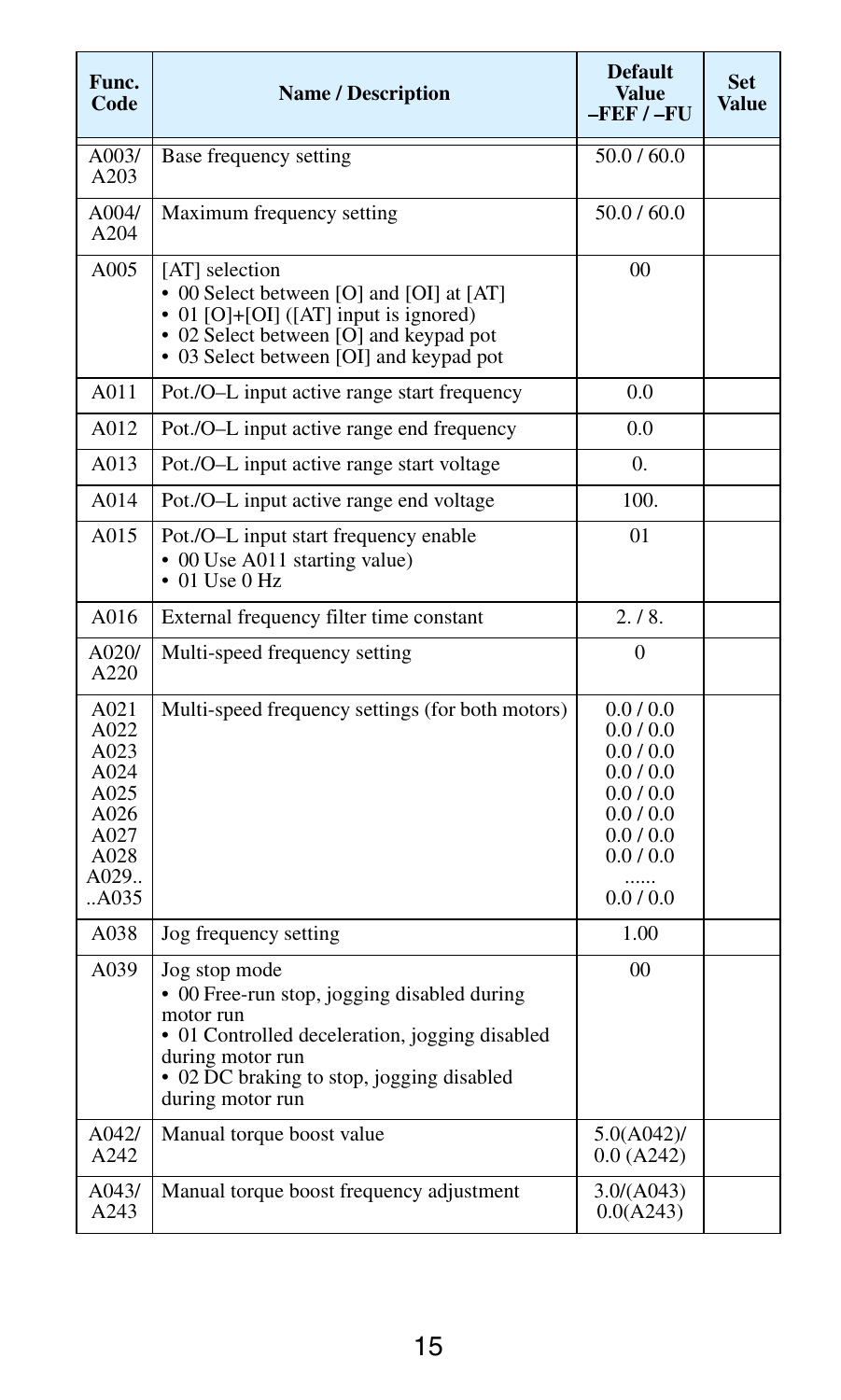| Func. Code | Name / Description | Default Value –FEF / –FU | Set Value |
|---|---|---|---|
| A003/ A203 | Base frequency setting | 50.0 / 60.0 | |
| A004/ A204 | Maximum frequency setting | 50.0 / 60.0 | |
| A005 | [AT] selection<br>• 00 Select between [O] and [OI] at [AT]<br>• 01 [O]+[OI] ([AT] input is ignored)<br>• 02 Select between [O] and keypad pot<br>• 03 Select between [OI] and keypad pot | 00 | |
| A011 | Pot./O–L input active range start frequency | 0.0 | |
| A012 | Pot./O–L input active range end frequency | 0.0 | |
| A013 | Pot./O–L input active range start voltage | 0. | |
| A014 | Pot./O–L input active range end voltage | 100. | |
| A015 | Pot./O–L input start frequency enable<br>• 00 Use A011 starting value)<br>• 01 Use 0 Hz | 01 | |
| A016 | External frequency filter time constant | 2. / 8. | |
| A020/ A220 | Multi-speed frequency setting | 0 | |
| A021<br>A022<br>A023<br>A024<br>A025<br>A026<br>A027<br>A028<br>A029..<br>..A035 | Multi-speed frequency settings (for both motors) | 0.0 / 0.0<br>0.0 / 0.0<br>0.0 / 0.0<br>0.0 / 0.0<br>0.0 / 0.0<br>0.0 / 0.0<br>0.0 / 0.0<br>0.0 / 0.0<br>......<br>0.0 / 0.0 | |
| A038 | Jog frequency setting | 1.00 | |
| A039 | Jog stop mode<br>• 00 Free-run stop, jogging disabled during motor run<br>• 01 Controlled deceleration, jogging disabled during motor run<br>• 02 DC braking to stop, jogging disabled during motor run | 00 | |
| A042/ A242 | Manual torque boost value | 5.0(A042)/ 0.0 (A242) | |
| A043/ A243 | Manual torque boost frequency adjustment | 3.0/(A043) 0.0(A243) | |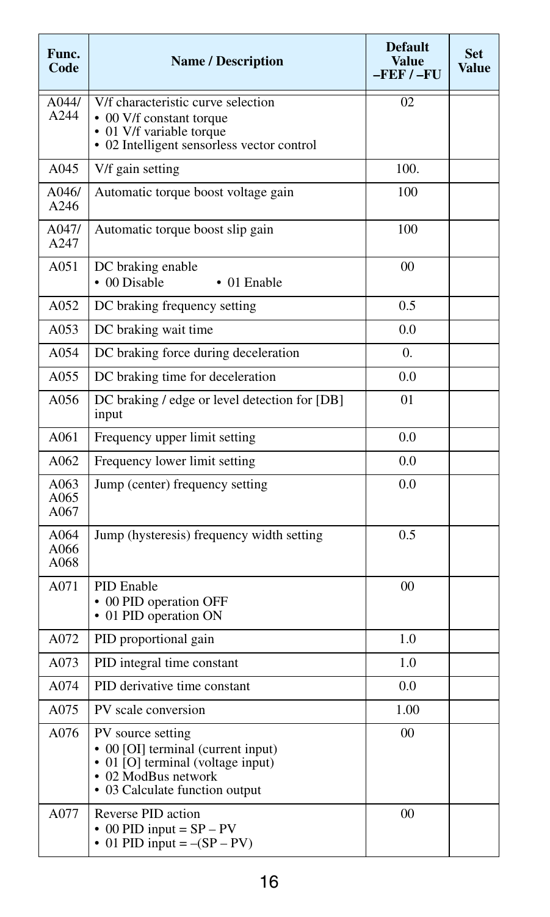| Func. Code | Name / Description | Default Value –FEF / –FU | Set Value |
|---|---|---|---|
| A044/ A244 | V/f characteristic curve selection<br>• 00 V/f constant torque<br>• 01 V/f variable torque<br>• 02 Intelligent sensorless vector control | 02 | |
| A045 | V/f gain setting | 100. | |
| A046/ A246 | Automatic torque boost voltage gain | 100 | |
| A047/ A247 | Automatic torque boost slip gain | 100 | |
| A051 | DC braking enable<br>• 00 Disable • 01 Enable | 00 | |
| A052 | DC braking frequency setting | 0.5 | |
| A053 | DC braking wait time | 0.0 | |
| A054 | DC braking force during deceleration | 0. | |
| A055 | DC braking time for deceleration | 0.0 | |
| A056 | DC braking / edge or level detection for [DB] input | 01 | |
| A061 | Frequency upper limit setting | 0.0 | |
| A062 | Frequency lower limit setting | 0.0 | |
| A063 A065 A067 | Jump (center) frequency setting | 0.0 | |
| A064 A066 A068 | Jump (hysteresis) frequency width setting | 0.5 | |
| A071 | PID Enable<br>• 00 PID operation OFF<br>• 01 PID operation ON | 00 | |
| A072 | PID proportional gain | 1.0 | |
| A073 | PID integral time constant | 1.0 | |
| A074 | PID derivative time constant | 0.0 | |
| A075 | PV scale conversion | 1.00 | |
| A076 | PV source setting<br>• 00 [OI] terminal (current input)<br>• 01 [O] terminal (voltage input)<br>• 02 ModBus network<br>• 03 Calculate function output | 00 | |
| A077 | Reverse PID action<br>• 00 PID input = SP – PV<br>• 01 PID input = –(SP – PV) | 00 | |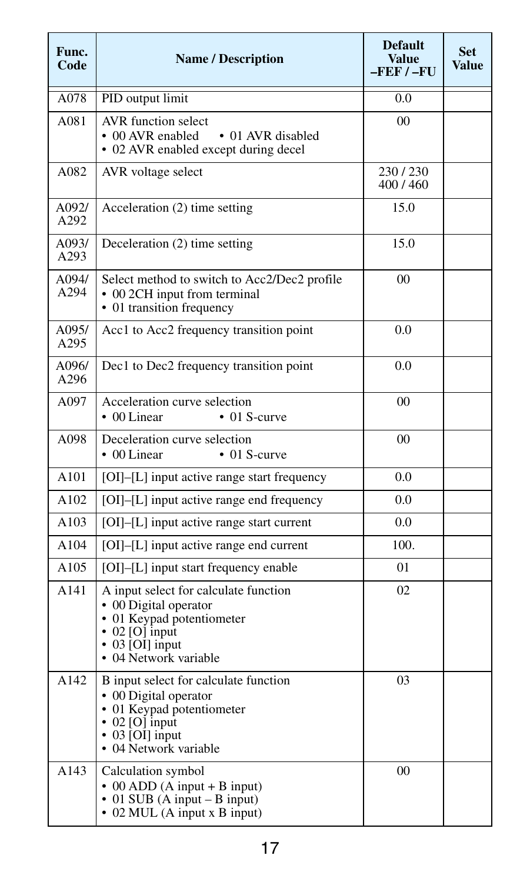| Func. Code | Name / Description | Default Value –FEF / –FU | Set Value |
|---|---|---|---|
| A078 | PID output limit | 0.0 | |
| A081 | AVR function select<br>• 00 AVR enabled • 01 AVR disabled<br>• 02 AVR enabled except during decel | 00 | |
| A082 | AVR voltage select | 230 / 230<br>400 / 460 | |
| A092/ A292 | Acceleration (2) time setting | 15.0 | |
| A093/ A293 | Deceleration (2) time setting | 15.0 | |
| A094/ A294 | Select method to switch to Acc2/Dec2 profile<br>• 00 2CH input from terminal<br>• 01 transition frequency | 00 | |
| A095/ A295 | Acc1 to Acc2 frequency transition point | 0.0 | |
| A096/ A296 | Dec1 to Dec2 frequency transition point | 0.0 | |
| A097 | Acceleration curve selection<br>• 00 Linear • 01 S-curve | 00 | |
| A098 | Deceleration curve selection<br>• 00 Linear • 01 S-curve | 00 | |
| A101 | [OI]–[L] input active range start frequency | 0.0 | |
| A102 | [OI]–[L] input active range end frequency | 0.0 | |
| A103 | [OI]–[L] input active range start current | 0.0 | |
| A104 | [OI]–[L] input active range end current | 100. | |
| A105 | [OI]–[L] input start frequency enable | 01 | |
| A141 | A input select for calculate function<br>• 00 Digital operator<br>• 01 Keypad potentiometer<br>• 02 [O] input<br>• 03 [OI] input<br>• 04 Network variable | 02 | |
| A142 | B input select for calculate function<br>• 00 Digital operator<br>• 01 Keypad potentiometer<br>• 02 [O] input<br>• 03 [OI] input<br>• 04 Network variable | 03 | |
| A143 | Calculation symbol<br>• 00 ADD (A input + B input)<br>• 01 SUB (A input – B input)<br>• 02 MUL (A input x B input) | 00 | |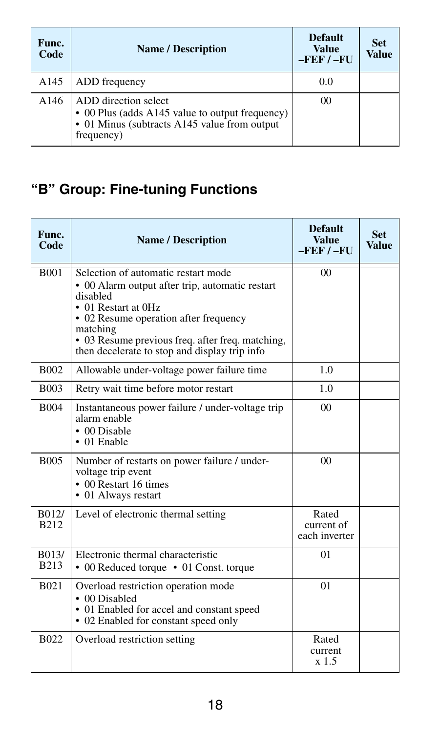| Func. Code | Name / Description | Default Value –FEF / –FU | Set Value |
|---|---|---|---|
| A145 | ADD frequency | 0.0 | |
| A146 | ADD direction select<br>• 00 Plus (adds A145 value to output frequency)<br>• 01 Minus (subtracts A145 value from output frequency) | 00 | |

## “B” Group: Fine-tuning Functions

| Func. Code | Name / Description | Default Value –FEF / –FU | Set Value |
|---|---|---|---|
| B001 | Selection of automatic restart mode<br>• 00 Alarm output after trip, automatic restart disabled<br>• 01 Restart at 0Hz<br>• 02 Resume operation after frequency matching<br>• 03 Resume previous freq. after freq. matching, then decelerate to stop and display trip info | 00 | |
| B002 | Allowable under-voltage power failure time | 1.0 | |
| B003 | Retry wait time before motor restart | 1.0 | |
| B004 | Instantaneous power failure / under-voltage trip alarm enable<br>• 00 Disable<br>• 01 Enable | 00 | |
| B005 | Number of restarts on power failure / under-voltage trip event<br>• 00 Restart 16 times<br>• 01 Always restart | 00 | |
| B012/ B212 | Level of electronic thermal setting | Rated current of each inverter | |
| B013/ B213 | Electronic thermal characteristic<br>• 00 Reduced torque • 01 Const. torque | 01 | |
| B021 | Overload restriction operation mode<br>• 00 Disabled<br>• 01 Enabled for accel and constant speed<br>• 02 Enabled for constant speed only | 01 | |
| B022 | Overload restriction setting | Rated current x 1.5 | |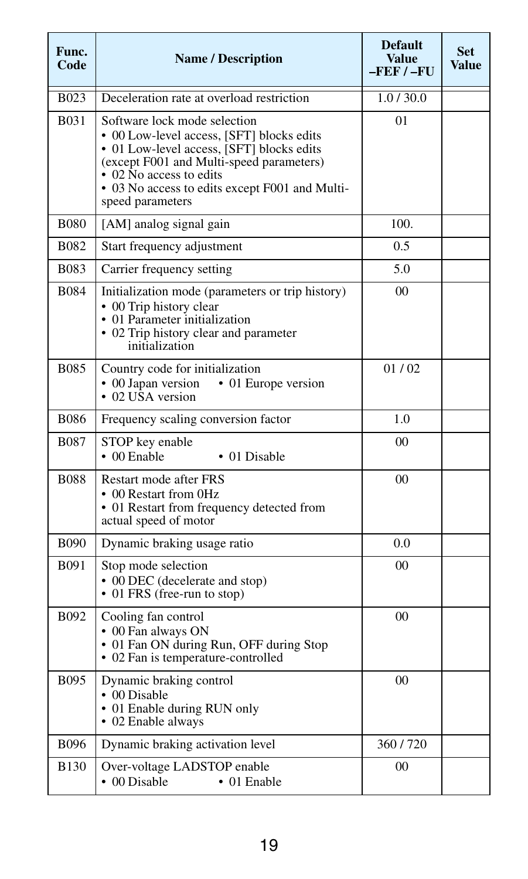| Func. Code | Name / Description | Default Value –FEF / –FU | Set Value |
|---|---|---|---|
| B023 | Deceleration rate at overload restriction | 1.0 / 30.0 | |
| B031 | Software lock mode selection<br>• 00 Low-level access, [SFT] blocks edits<br>• 01 Low-level access, [SFT] blocks edits (except F001 and Multi-speed parameters)<br>• 02 No access to edits<br>• 03 No access to edits except F001 and Multi-speed parameters | 01 | |
| B080 | [AM] analog signal gain | 100. | |
| B082 | Start frequency adjustment | 0.5 | |
| B083 | Carrier frequency setting | 5.0 | |
| B084 | Initialization mode (parameters or trip history)<br>• 00 Trip history clear<br>• 01 Parameter initialization<br>• 02 Trip history clear and parameter initialization | 00 | |
| B085 | Country code for initialization<br>• 00 Japan version • 01 Europe version<br>• 02 USA version | 01 / 02 | |
| B086 | Frequency scaling conversion factor | 1.0 | |
| B087 | STOP key enable<br>• 00 Enable • 01 Disable | 00 | |
| B088 | Restart mode after FRS<br>• 00 Restart from 0Hz<br>• 01 Restart from frequency detected from actual speed of motor | 00 | |
| B090 | Dynamic braking usage ratio | 0.0 | |
| B091 | Stop mode selection<br>• 00 DEC (decelerate and stop)<br>• 01 FRS (free-run to stop) | 00 | |
| B092 | Cooling fan control<br>• 00 Fan always ON<br>• 01 Fan ON during Run, OFF during Stop<br>• 02 Fan is temperature-controlled | 00 | |
| B095 | Dynamic braking control<br>• 00 Disable<br>• 01 Enable during RUN only<br>• 02 Enable always | 00 | |
| B096 | Dynamic braking activation level | 360 / 720 | |
| B130 | Over-voltage LADSTOP enable<br>• 00 Disable • 01 Enable | 00 | |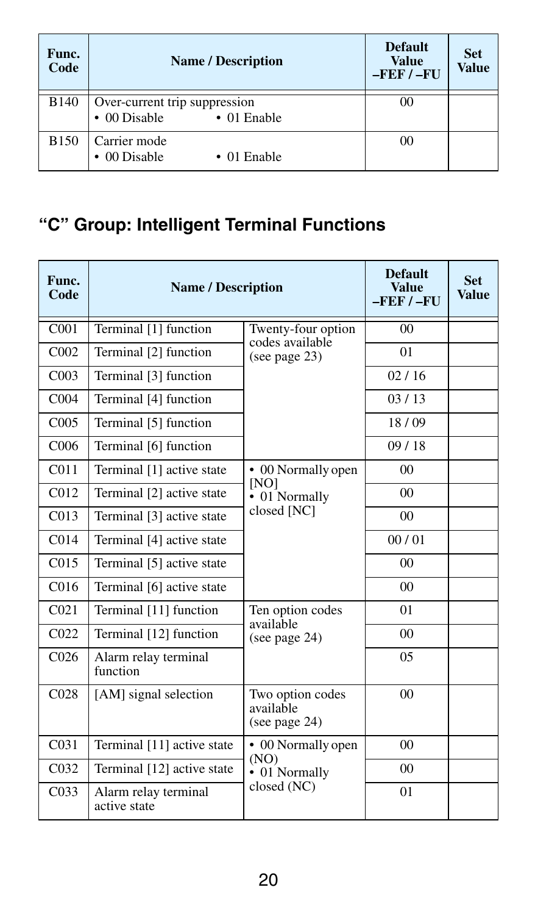| Func. Code | Name / Description | | Default Value –FEF / –FU | Set Value |
|---|---|---|---|---|
| B140 | Over-current trip suppression<br>• 00 Disable • 01 Enable | | 00 | |
| B150 | Carrier mode<br>• 00 Disable • 01 Enable | | 00 | |

## "C" Group: Intelligent Terminal Functions

| Func. Code | Name / Description | | Default Value –FEF / –FU | Set Value |
|---|---|---|---|---|
| C001 | Terminal [1] function | Twenty-four option codes available (see page 23) | 00 | |
| C002 | Terminal [2] function | | 01 | |
| C003 | Terminal [3] function | | 02 / 16 | |
| C004 | Terminal [4] function | | 03 / 13 | |
| C005 | Terminal [5] function | | 18 / 09 | |
| C006 | Terminal [6] function | | 09 / 18 | |
| C011 | Terminal [1] active state | • 00 Normally open [NO]<br>• 01 Normally closed [NC] | 00 | |
| C012 | Terminal [2] active state | | 00 | |
| C013 | Terminal [3] active state | | 00 | |
| C014 | Terminal [4] active state | | 00 / 01 | |
| C015 | Terminal [5] active state | | 00 | |
| C016 | Terminal [6] active state | | 00 | |
| C021 | Terminal [11] function | Ten option codes available (see page 24) | 01 | |
| C022 | Terminal [12] function | | 00 | |
| C026 | Alarm relay terminal function | | 05 | |
| C028 | [AM] signal selection | Two option codes available (see page 24) | 00 | |
| C031 | Terminal [11] active state | • 00 Normally open (NO)<br>• 01 Normally closed (NC) | 00 | |
| C032 | Terminal [12] active state | | 00 | |
| C033 | Alarm relay terminal active state | | 01 | |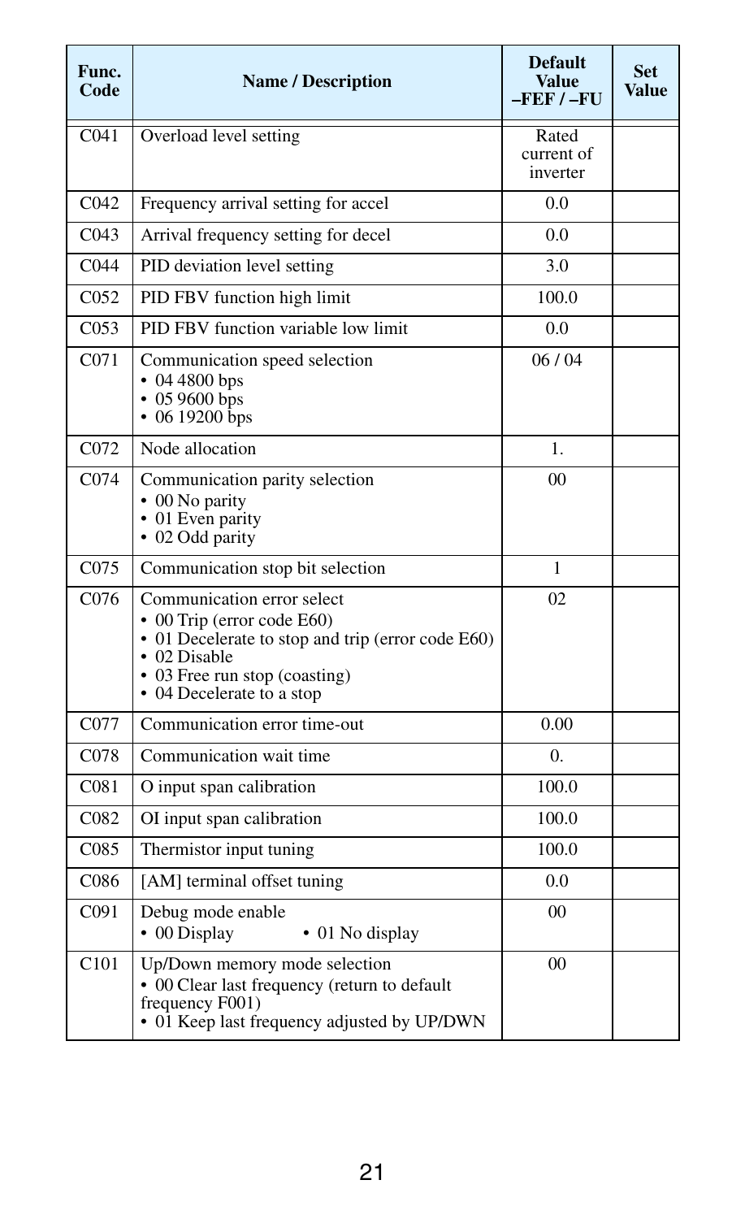| Func. Code | Name / Description | Default Value –FEF / –FU | Set Value |
|---|---|---|---|
| C041 | Overload level setting | Rated current of inverter | |
| C042 | Frequency arrival setting for accel | 0.0 | |
| C043 | Arrival frequency setting for decel | 0.0 | |
| C044 | PID deviation level setting | 3.0 | |
| C052 | PID FBV function high limit | 100.0 | |
| C053 | PID FBV function variable low limit | 0.0 | |
| C071 | Communication speed selection<br>• 04 4800 bps<br>• 05 9600 bps<br>• 06 19200 bps | 06 / 04 | |
| C072 | Node allocation | 1. | |
| C074 | Communication parity selection<br>• 00 No parity<br>• 01 Even parity<br>• 02 Odd parity | 00 | |
| C075 | Communication stop bit selection | 1 | |
| C076 | Communication error select<br>• 00 Trip (error code E60)<br>• 01 Decelerate to stop and trip (error code E60)<br>• 02 Disable<br>• 03 Free run stop (coasting)<br>• 04 Decelerate to a stop | 02 | |
| C077 | Communication error time-out | 0.00 | |
| C078 | Communication wait time | 0. | |
| C081 | O input span calibration | 100.0 | |
| C082 | OI input span calibration | 100.0 | |
| C085 | Thermistor input tuning | 100.0 | |
| C086 | [AM] terminal offset tuning | 0.0 | |
| C091 | Debug mode enable<br>• 00 Display • 01 No display | 00 | |
| C101 | Up/Down memory mode selection<br>• 00 Clear last frequency (return to default frequency F001)<br>• 01 Keep last frequency adjusted by UP/DWN | 00 | |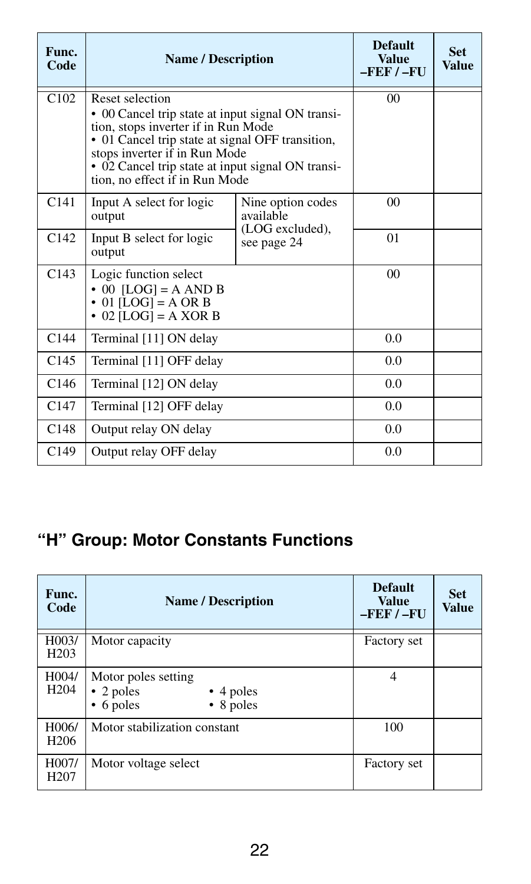| Func. Code | Name / Description | | Default Value –FEF / –FU | Set Value |
|---|---|---|---|---|
| C102 | Reset selection<br>• 00 Cancel trip state at input signal ON transition, stops inverter if in Run Mode<br>• 01 Cancel trip state at signal OFF transition, stops inverter if in Run Mode<br>• 02 Cancel trip state at input signal ON transition, no effect if in Run Mode | | 00 | |
| C141 | Input A select for logic output | Nine option codes available (LOG excluded), see page 24 | 00 | |
| C142 | Input B select for logic output | | 01 | |
| C143 | Logic function select<br>• 00 [LOG] = A AND B<br>• 01 [LOG] = A OR B<br>• 02 [LOG] = A XOR B | | 00 | |
| C144 | Terminal [11] ON delay | | 0.0 | |
| C145 | Terminal [11] OFF delay | | 0.0 | |
| C146 | Terminal [12] ON delay | | 0.0 | |
| C147 | Terminal [12] OFF delay | | 0.0 | |
| C148 | Output relay ON delay | | 0.0 | |
| C149 | Output relay OFF delay | | 0.0 | |

## “H” Group: Motor Constants Functions

| Func. Code | Name / Description | Default Value –FEF / –FU | Set Value |
|---|---|---|---|
| H003/ H203 | Motor capacity | Factory set | |
| H004/ H204 | Motor poles setting<br>• 2 poles • 4 poles<br>• 6 poles • 8 poles | 4 | |
| H006/ H206 | Motor stabilization constant | 100 | |
| H007/ H207 | Motor voltage select | Factory set | |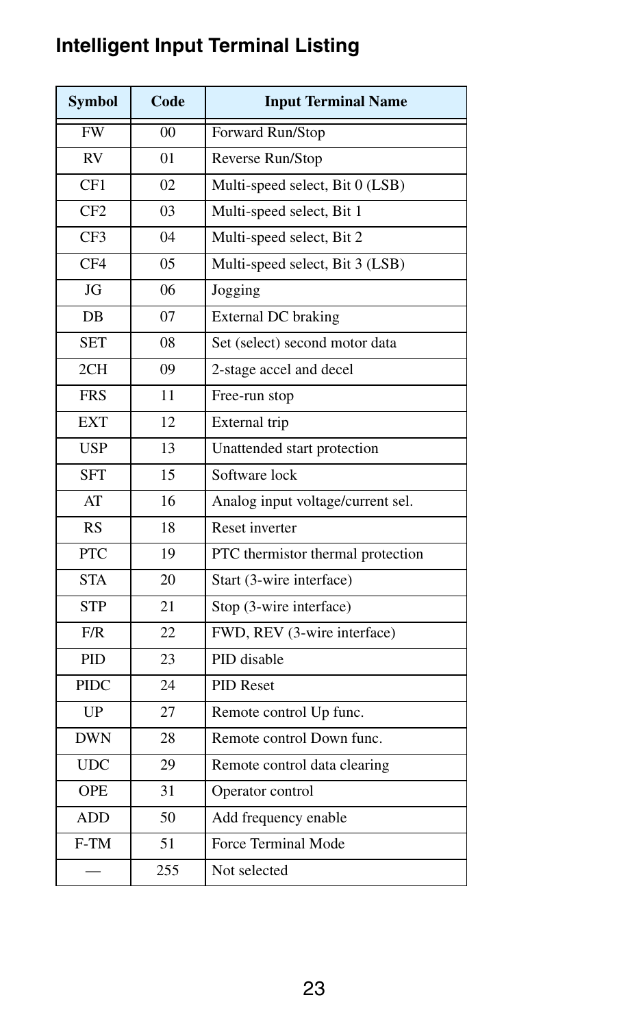## Intelligent Input Terminal Listing

| Symbol | Code | Input Terminal Name |
|---|---|---|
| FW | 00 | Forward Run/Stop |
| RV | 01 | Reverse Run/Stop |
| CF1 | 02 | Multi-speed select, Bit 0 (LSB) |
| CF2 | 03 | Multi-speed select, Bit 1 |
| CF3 | 04 | Multi-speed select, Bit 2 |
| CF4 | 05 | Multi-speed select, Bit 3 (LSB) |
| JG | 06 | Jogging |
| DB | 07 | External DC braking |
| SET | 08 | Set (select) second motor data |
| 2CH | 09 | 2-stage accel and decel |
| FRS | 11 | Free-run stop |
| EXT | 12 | External trip |
| USP | 13 | Unattended start protection |
| SFT | 15 | Software lock |
| AT | 16 | Analog input voltage/current sel. |
| RS | 18 | Reset inverter |
| PTC | 19 | PTC thermistor thermal protection |
| STA | 20 | Start (3-wire interface) |
| STP | 21 | Stop (3-wire interface) |
| F/R | 22 | FWD, REV (3-wire interface) |
| PID | 23 | PID disable |
| PIDC | 24 | PID Reset |
| UP | 27 | Remote control Up func. |
| DWN | 28 | Remote control Down func. |
| UDC | 29 | Remote control data clearing |
| OPE | 31 | Operator control |
| ADD | 50 | Add frequency enable |
| F-TM | 51 | Force Terminal Mode |
| — | 255 | Not selected |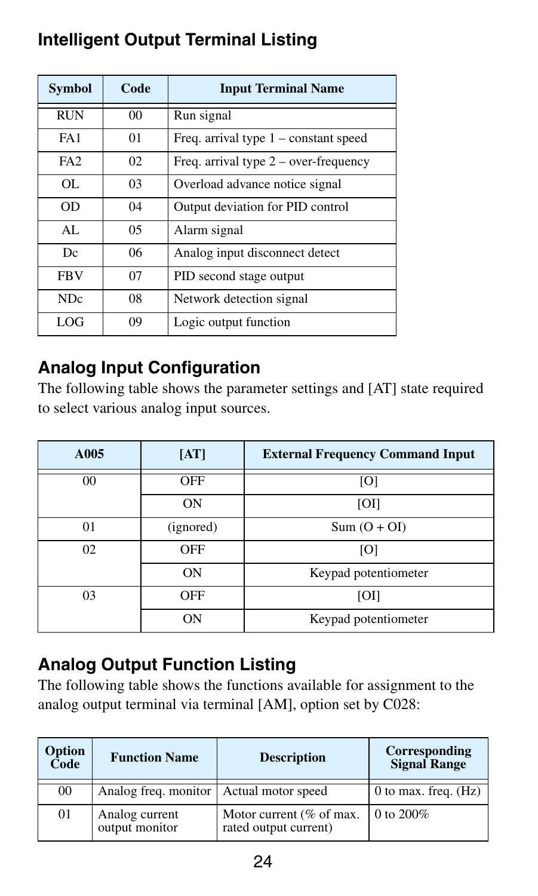## Intelligent Output Terminal Listing

| Symbol | Code | Input Terminal Name |
|---|---|---|
| RUN | 00 | Run signal |
| FA1 | 01 | Freq. arrival type 1 – constant speed |
| FA2 | 02 | Freq. arrival type 2 – over-frequency |
| OL | 03 | Overload advance notice signal |
| OD | 04 | Output deviation for PID control |
| AL | 05 | Alarm signal |
| Dc | 06 | Analog input disconnect detect |
| FBV | 07 | PID second stage output |
| NDc | 08 | Network detection signal |
| LOG | 09 | Logic output function |

## Analog Input Configuration

The following table shows the parameter settings and [AT] state required to select various analog input sources.

| A005 | [AT] | External Frequency Command Input |
|---|---|---|
| 00 | OFF | [O] |
| | ON | [OI] |
| 01 | (ignored) | Sum (O + OI) |
| 02 | OFF | [O] |
| | ON | Keypad potentiometer |
| 03 | OFF | [OI] |
| | ON | Keypad potentiometer |

## Analog Output Function Listing

The following table shows the functions available for assignment to the analog output terminal via terminal [AM], option set by C028:

| Option Code | Function Name | Description | Corresponding Signal Range |
|---|---|---|---|
| 00 | Analog freq. monitor | Actual motor speed | 0 to max. freq. (Hz) |
| 01 | Analog current output monitor | Motor current (% of max. rated output current) | 0 to 200% |